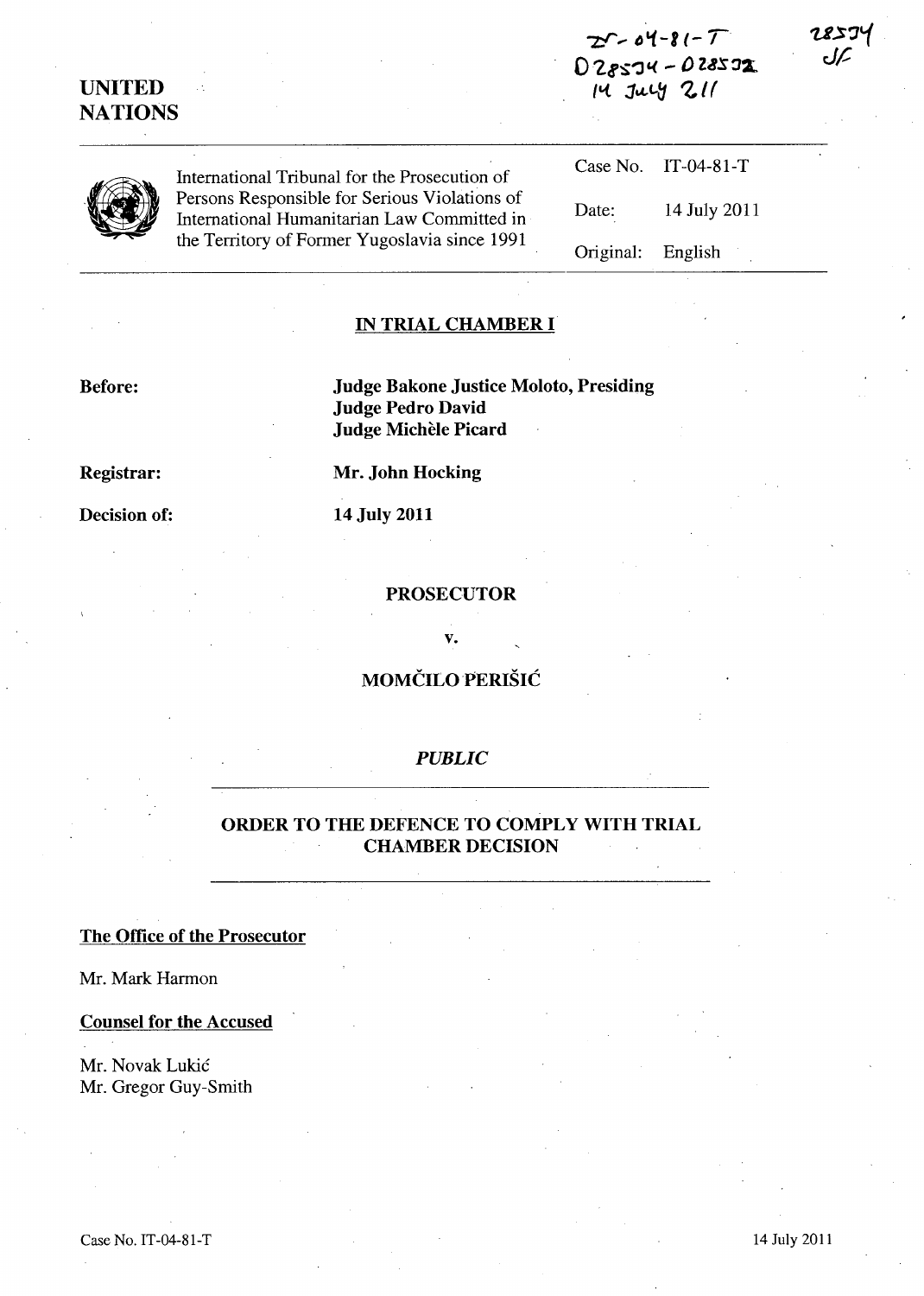IT-04-81-T
D28534 - D28532
14 July 2011

28534
JC

**UNITED NATIONS**

International Tribunal for the Prosecution of Persons Responsible for Serious Violations of International Humanitarian Law Committed in the Territory of Former Yugoslavia since 1991

| | |
|---|---|
| Case No. | IT-04-81-T |
| Date: | 14 July 2011 |
| Original: | English |

## IN TRIAL CHAMBER I

**Before:** **Judge Bakone Justice Moloto, Presiding**
**Judge Pedro David**
**Judge Michèle Picard**

**Registrar:** **Mr. John Hocking**

**Decision of:** **14 July 2011**

**PROSECUTOR**

**v.**

**MOMČILO PERIŠIĆ**

*PUBLIC*

## ORDER TO THE DEFENCE TO COMPLY WITH TRIAL CHAMBER DECISION

**The Office of the Prosecutor**

Mr. Mark Harmon

**Counsel for the Accused**

Mr. Novak Lukić
Mr. Gregor Guy-Smith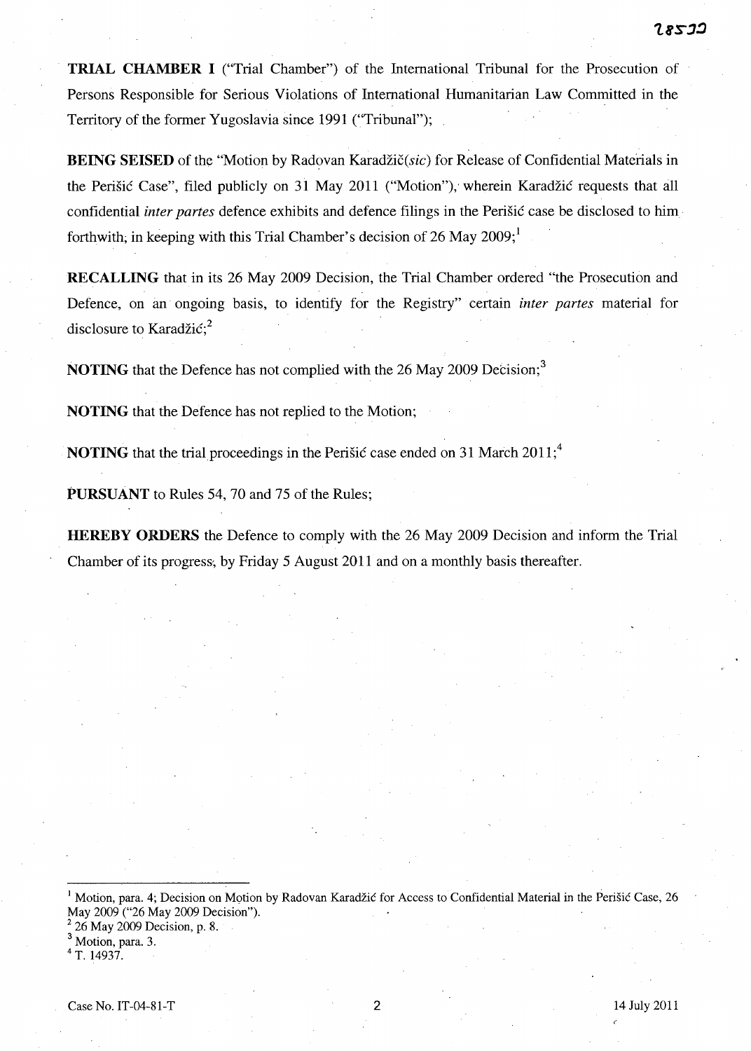**TRIAL CHAMBER I** ("Trial Chamber") of the International Tribunal for the Prosecution of Persons Responsible for Serious Violations of International Humanitarian Law Committed in the Territory of the former Yugoslavia since 1991 ("Tribunal");

**BEING SEISED** of the "Motion by Radovan Karadžič(*sic*) for Release of Confidential Materials in the Perišić Case", filed publicly on 31 May 2011 ("Motion"), wherein Karadžić requests that all confidential *inter partes* defence exhibits and defence filings in the Perišić case be disclosed to him forthwith, in keeping with this Trial Chamber's decision of 26 May 2009;[1]

**RECALLING** that in its 26 May 2009 Decision, the Trial Chamber ordered "the Prosecution and Defence, on an ongoing basis, to identify for the Registry" certain *inter partes* material for disclosure to Karadžić;[2]

**NOTING** that the Defence has not complied with the 26 May 2009 Decision;[3]

**NOTING** that the Defence has not replied to the Motion;

**NOTING** that the trial proceedings in the Perišić case ended on 31 March 2011;[4]

**PURSUANT** to Rules 54, 70 and 75 of the Rules;

**HEREBY ORDERS** the Defence to comply with the 26 May 2009 Decision and inform the Trial Chamber of its progress, by Friday 5 August 2011 and on a monthly basis thereafter.

---

[1] Motion, para. 4; Decision on Motion by Radovan Karadžić for Access to Confidential Material in the Perišić Case, 26 May 2009 ("26 May 2009 Decision").

[2] 26 May 2009 Decision, p. 8.

[3] Motion, para. 3.

[4] T. 14937.

Case No. IT-04-81-T 14 July 2011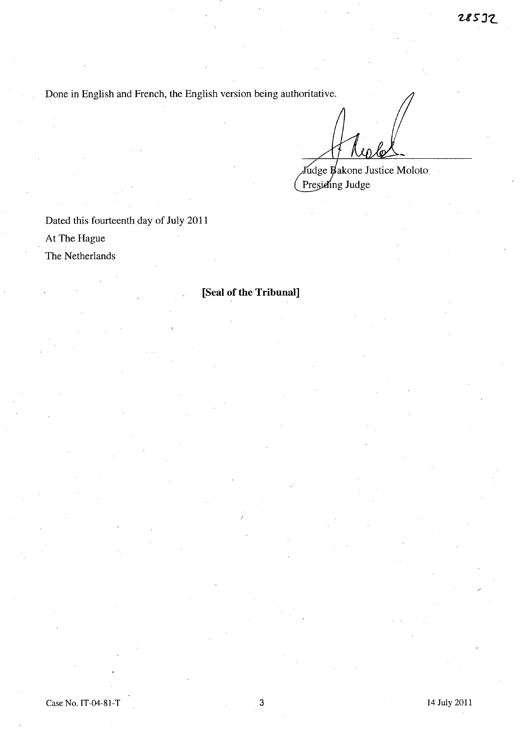Done in English and French, the English version being authoritative.

Judge Bakone Justice Moloto
Presiding Judge

Dated this fourteenth day of July 2011
At The Hague
The Netherlands

**[Seal of the Tribunal]**